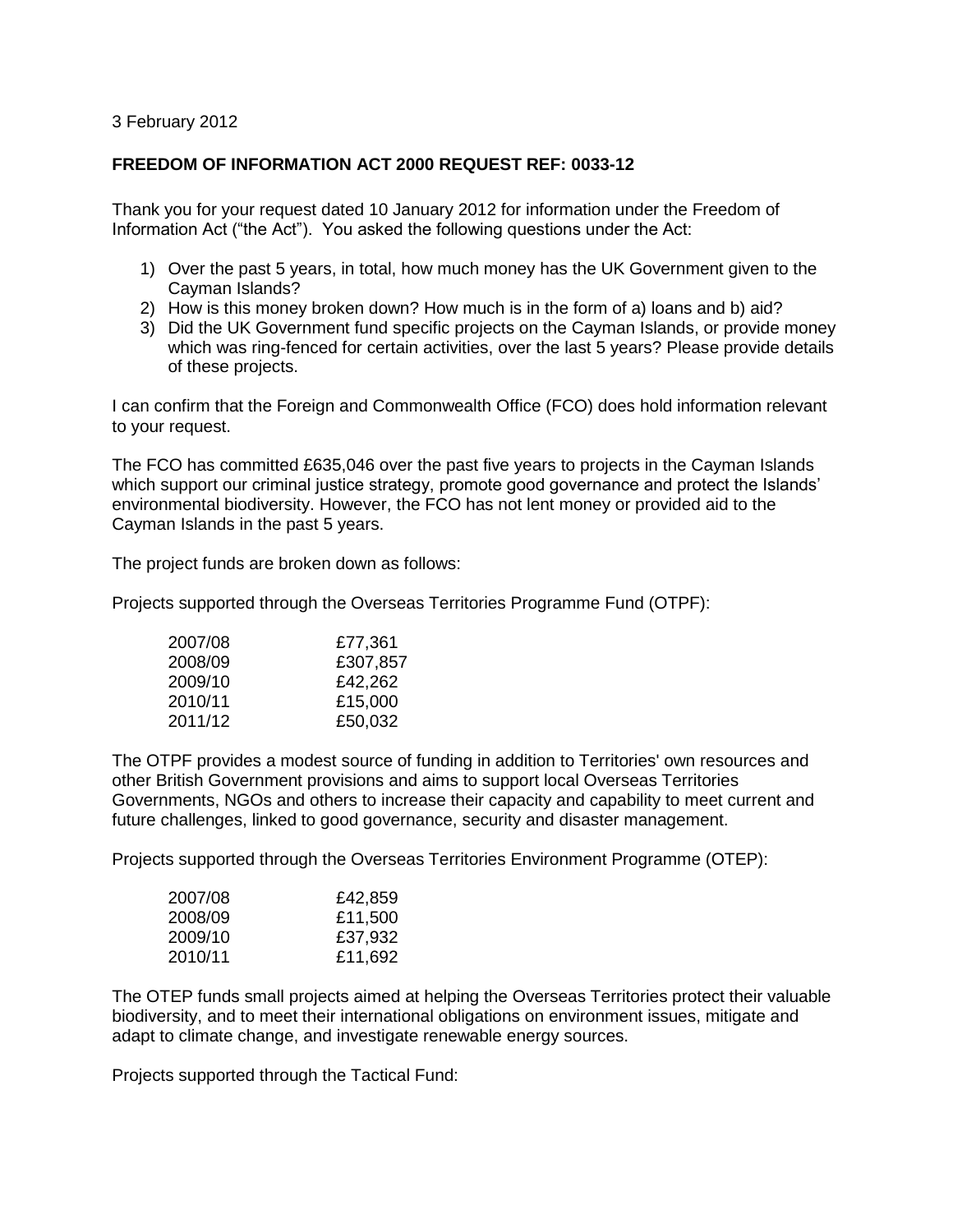3 February 2012

**FREEDOM OF INFORMATION ACT 2000 REQUEST REF: 0033-12**

Thank you for your request dated 10 January 2012 for information under the Freedom of Information Act ("the Act"). You asked the following questions under the Act:

1) Over the past 5 years, in total, how much money has the UK Government given to the Cayman Islands?
2) How is this money broken down? How much is in the form of a) loans and b) aid?
3) Did the UK Government fund specific projects on the Cayman Islands, or provide money which was ring-fenced for certain activities, over the last 5 years? Please provide details of these projects.

I can confirm that the Foreign and Commonwealth Office (FCO) does hold information relevant to your request.

The FCO has committed £635,046 over the past five years to projects in the Cayman Islands which support our criminal justice strategy, promote good governance and protect the Islands' environmental biodiversity. However, the FCO has not lent money or provided aid to the Cayman Islands in the past 5 years.

The project funds are broken down as follows:

Projects supported through the Overseas Territories Programme Fund (OTPF):

| | |
|---|---|
| 2007/08 | £77,361 |
| 2008/09 | £307,857 |
| 2009/10 | £42,262 |
| 2010/11 | £15,000 |
| 2011/12 | £50,032 |

The OTPF provides a modest source of funding in addition to Territories' own resources and other British Government provisions and aims to support local Overseas Territories Governments, NGOs and others to increase their capacity and capability to meet current and future challenges, linked to good governance, security and disaster management.

Projects supported through the Overseas Territories Environment Programme (OTEP):

| | |
|---|---|
| 2007/08 | £42,859 |
| 2008/09 | £11,500 |
| 2009/10 | £37,932 |
| 2010/11 | £11,692 |

The OTEP funds small projects aimed at helping the Overseas Territories protect their valuable biodiversity, and to meet their international obligations on environment issues, mitigate and adapt to climate change, and investigate renewable energy sources.

Projects supported through the Tactical Fund: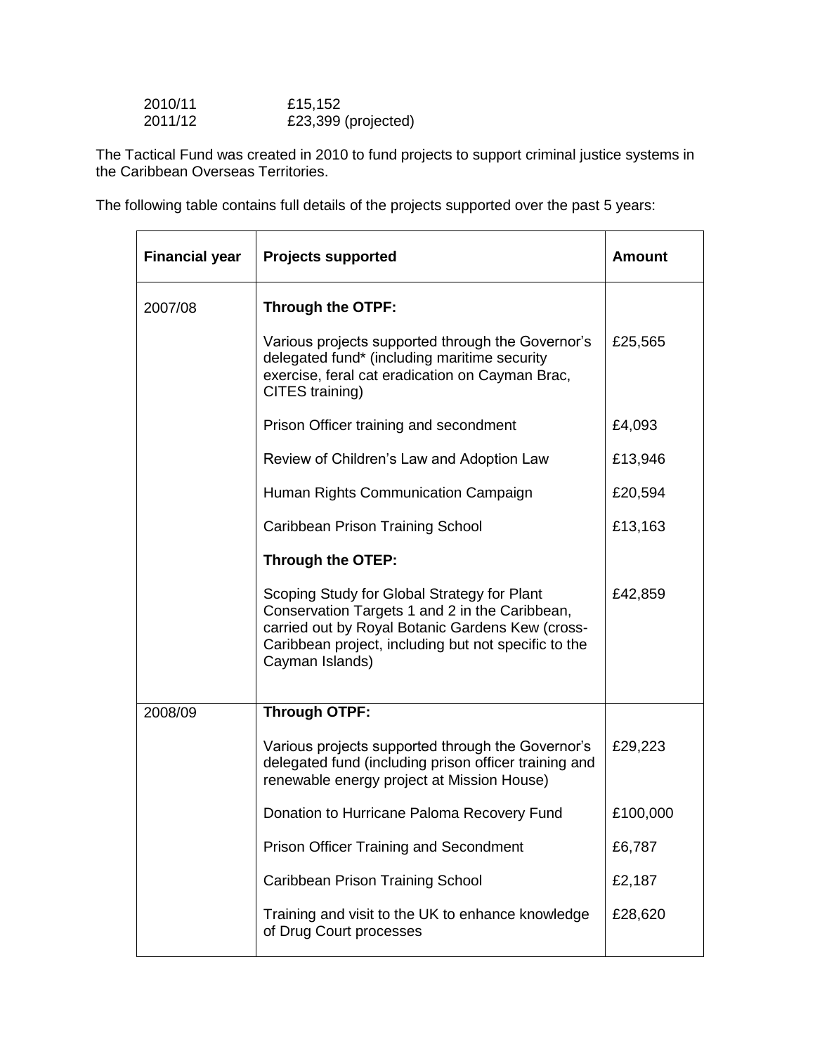| | |
|---|---|
| 2010/11 | £15,152 |
| 2011/12 | £23,399 (projected) |

The Tactical Fund was created in 2010 to fund projects to support criminal justice systems in the Caribbean Overseas Territories.

The following table contains full details of the projects supported over the past 5 years:

| Financial year | Projects supported | Amount |
|---|---|---|
| 2007/08 | **Through the OTPF:** | |
| | Various projects supported through the Governor's delegated fund* (including maritime security exercise, feral cat eradication on Cayman Brac, CITES training) | £25,565 |
| | Prison Officer training and secondment | £4,093 |
| | Review of Children's Law and Adoption Law | £13,946 |
| | Human Rights Communication Campaign | £20,594 |
| | Caribbean Prison Training School | £13,163 |
| | **Through the OTEP:** | |
| | Scoping Study for Global Strategy for Plant Conservation Targets 1 and 2 in the Caribbean, carried out by Royal Botanic Gardens Kew (cross-Caribbean project, including but not specific to the Cayman Islands) | £42,859 |
| 2008/09 | **Through OTPF:** | |
| | Various projects supported through the Governor's delegated fund (including prison officer training and renewable energy project at Mission House) | £29,223 |
| | Donation to Hurricane Paloma Recovery Fund | £100,000 |
| | Prison Officer Training and Secondment | £6,787 |
| | Caribbean Prison Training School | £2,187 |
| | Training and visit to the UK to enhance knowledge of Drug Court processes | £28,620 |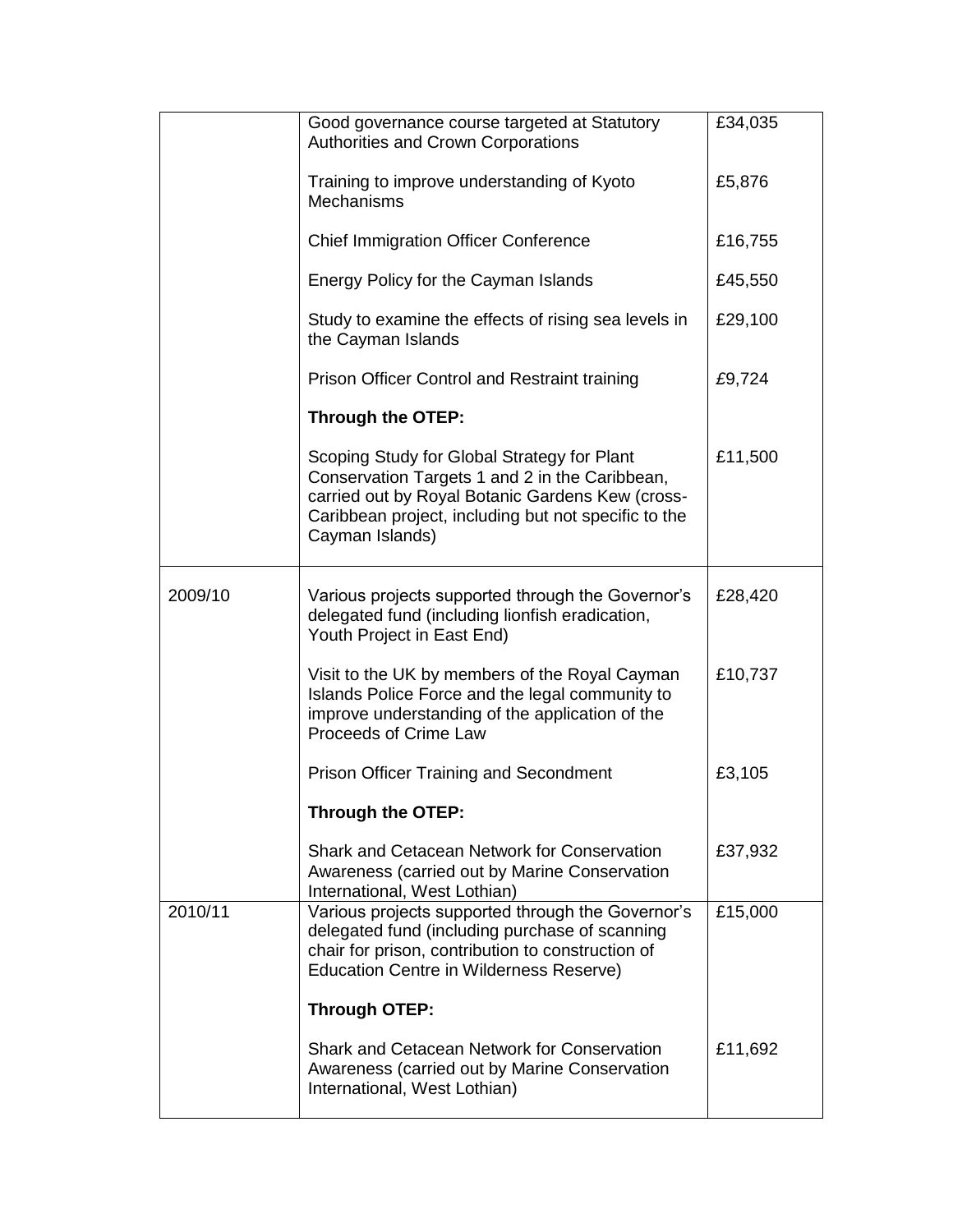| | | |
|---|---|---|
| | Good governance course targeted at Statutory Authorities and Crown Corporations | £34,035 |
| | Training to improve understanding of Kyoto Mechanisms | £5,876 |
| | Chief Immigration Officer Conference | £16,755 |
| | Energy Policy for the Cayman Islands | £45,550 |
| | Study to examine the effects of rising sea levels in the Cayman Islands | £29,100 |
| | Prison Officer Control and Restraint training | £9,724 |
| | **Through the OTEP:** | |
| | Scoping Study for Global Strategy for Plant Conservation Targets 1 and 2 in the Caribbean, carried out by Royal Botanic Gardens Kew (cross-Caribbean project, including but not specific to the Cayman Islands) | £11,500 |
| 2009/10 | Various projects supported through the Governor's delegated fund (including lionfish eradication, Youth Project in East End) | £28,420 |
| | Visit to the UK by members of the Royal Cayman Islands Police Force and the legal community to improve understanding of the application of the Proceeds of Crime Law | £10,737 |
| | Prison Officer Training and Secondment | £3,105 |
| | **Through the OTEP:** | |
| | Shark and Cetacean Network for Conservation Awareness (carried out by Marine Conservation International, West Lothian) | £37,932 |
| 2010/11 | Various projects supported through the Governor's delegated fund (including purchase of scanning chair for prison, contribution to construction of Education Centre in Wilderness Reserve) | £15,000 |
| | **Through OTEP:** | |
| | Shark and Cetacean Network for Conservation Awareness (carried out by Marine Conservation International, West Lothian) | £11,692 |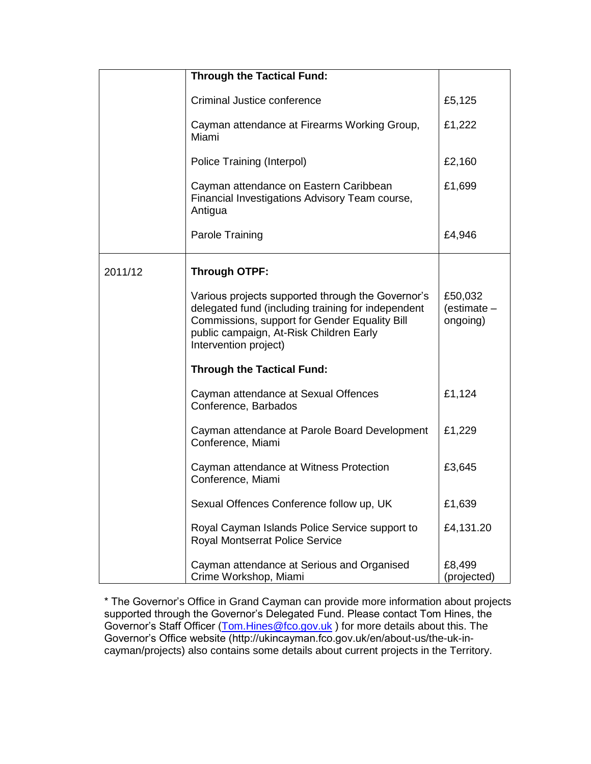| | | |
|---|---|---|
| | **Through the Tactical Fund:** | |
| | Criminal Justice conference | £5,125 |
| | Cayman attendance at Firearms Working Group, Miami | £1,222 |
| | Police Training (Interpol) | £2,160 |
| | Cayman attendance on Eastern Caribbean Financial Investigations Advisory Team course, Antigua | £1,699 |
| | Parole Training | £4,946 |
| 2011/12 | **Through OTPF:** | |
| | Various projects supported through the Governor's delegated fund (including training for independent Commissions, support for Gender Equality Bill public campaign, At-Risk Children Early Intervention project) | £50,032 (estimate – ongoing) |
| | **Through the Tactical Fund:** | |
| | Cayman attendance at Sexual Offences Conference, Barbados | £1,124 |
| | Cayman attendance at Parole Board Development Conference, Miami | £1,229 |
| | Cayman attendance at Witness Protection Conference, Miami | £3,645 |
| | Sexual Offences Conference follow up, UK | £1,639 |
| | Royal Cayman Islands Police Service support to Royal Montserrat Police Service | £4,131.20 |
| | Cayman attendance at Serious and Organised Crime Workshop, Miami | £8,499 (projected) |

* The Governor's Office in Grand Cayman can provide more information about projects supported through the Governor's Delegated Fund. Please contact Tom Hines, the Governor's Staff Officer (Tom.Hines@fco.gov.uk ) for more details about this. The Governor's Office website (http://ukincayman.fco.gov.uk/en/about-us/the-uk-in-cayman/projects) also contains some details about current projects in the Territory.